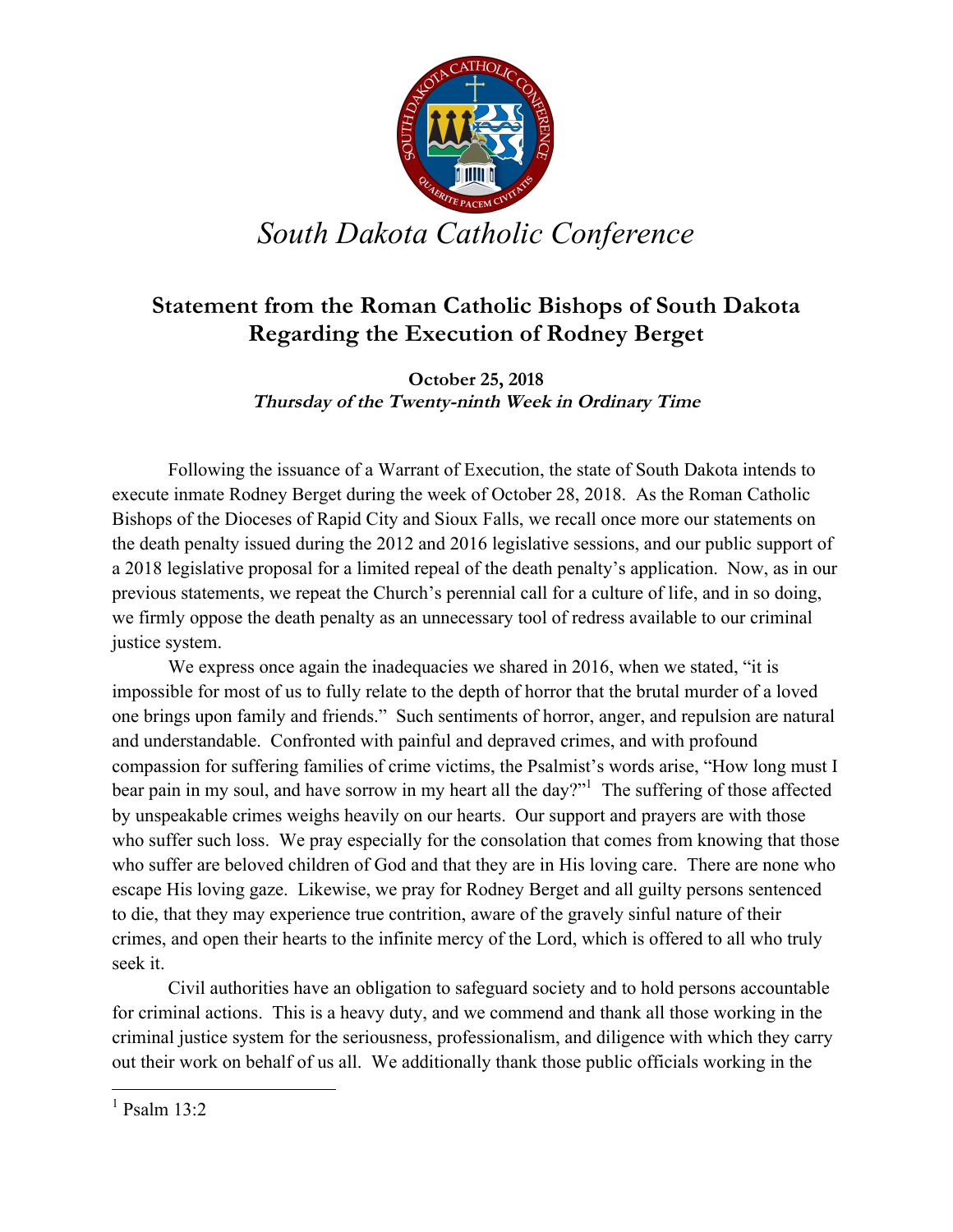# South Dakota Catholic Conference

## Statement from the Roman Catholic Bishops of South Dakota Regarding the Execution of Rodney Berget

**October 25, 2018**
***Thursday of the Twenty-ninth Week in Ordinary Time***

Following the issuance of a Warrant of Execution, the state of South Dakota intends to execute inmate Rodney Berget during the week of October 28, 2018. As the Roman Catholic Bishops of the Dioceses of Rapid City and Sioux Falls, we recall once more our statements on the death penalty issued during the 2012 and 2016 legislative sessions, and our public support of a 2018 legislative proposal for a limited repeal of the death penalty's application. Now, as in our previous statements, we repeat the Church's perennial call for a culture of life, and in so doing, we firmly oppose the death penalty as an unnecessary tool of redress available to our criminal justice system.

We express once again the inadequacies we shared in 2016, when we stated, "it is impossible for most of us to fully relate to the depth of horror that the brutal murder of a loved one brings upon family and friends." Such sentiments of horror, anger, and repulsion are natural and understandable. Confronted with painful and depraved crimes, and with profound compassion for suffering families of crime victims, the Psalmist's words arise, "How long must I bear pain in my soul, and have sorrow in my heart all the day?"[1] The suffering of those affected by unspeakable crimes weighs heavily on our hearts. Our support and prayers are with those who suffer such loss. We pray especially for the consolation that comes from knowing that those who suffer are beloved children of God and that they are in His loving care. There are none who escape His loving gaze. Likewise, we pray for Rodney Berget and all guilty persons sentenced to die, that they may experience true contrition, aware of the gravely sinful nature of their crimes, and open their hearts to the infinite mercy of the Lord, which is offered to all who truly seek it.

Civil authorities have an obligation to safeguard society and to hold persons accountable for criminal actions. This is a heavy duty, and we commend and thank all those working in the criminal justice system for the seriousness, professionalism, and diligence with which they carry out their work on behalf of us all. We additionally thank those public officials working in the

[1] Psalm 13:2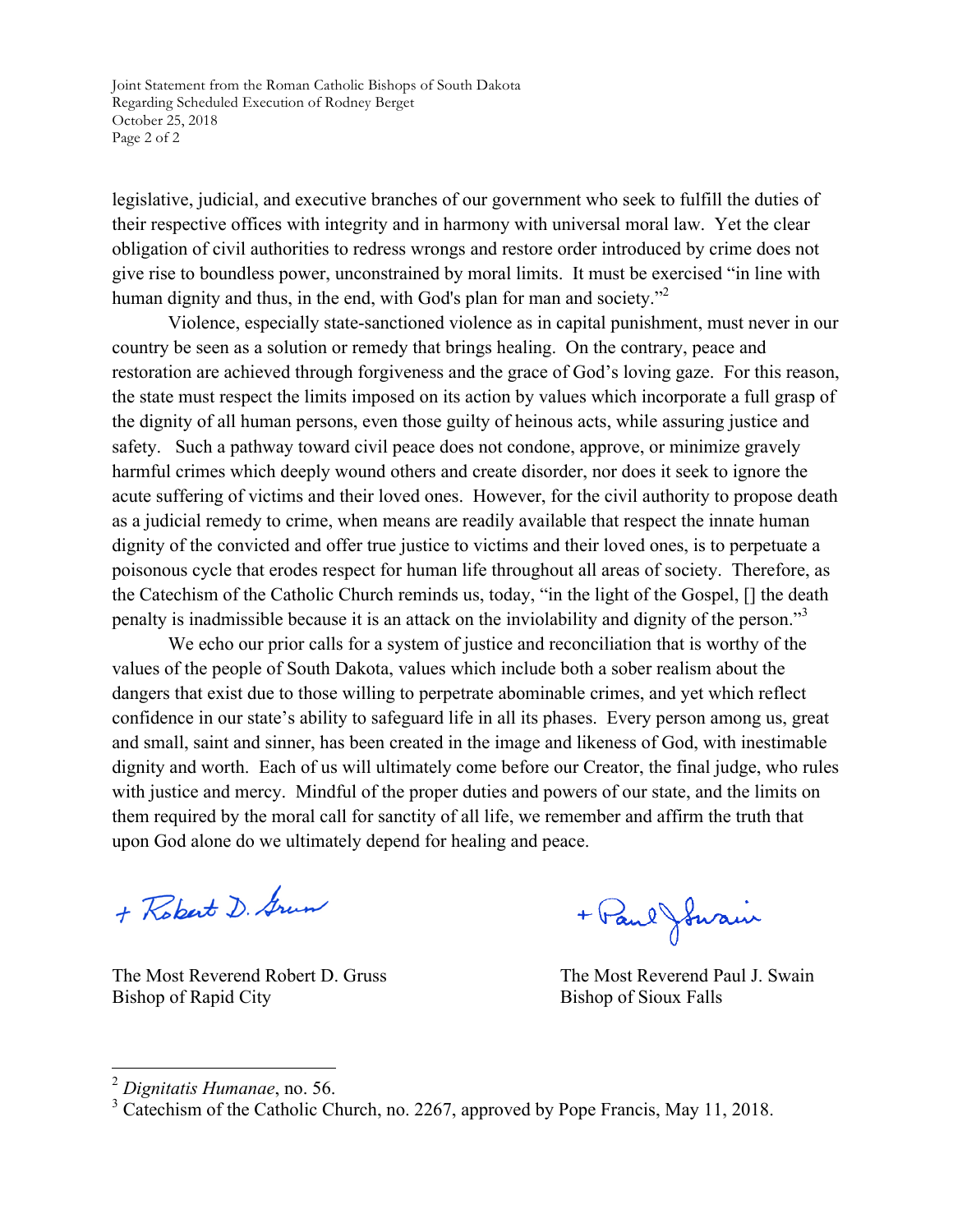legislative, judicial, and executive branches of our government who seek to fulfill the duties of their respective offices with integrity and in harmony with universal moral law. Yet the clear obligation of civil authorities to redress wrongs and restore order introduced by crime does not give rise to boundless power, unconstrained by moral limits. It must be exercised "in line with human dignity and thus, in the end, with God's plan for man and society."[2]

Violence, especially state-sanctioned violence as in capital punishment, must never in our country be seen as a solution or remedy that brings healing. On the contrary, peace and restoration are achieved through forgiveness and the grace of God's loving gaze. For this reason, the state must respect the limits imposed on its action by values which incorporate a full grasp of the dignity of all human persons, even those guilty of heinous acts, while assuring justice and safety. Such a pathway toward civil peace does not condone, approve, or minimize gravely harmful crimes which deeply wound others and create disorder, nor does it seek to ignore the acute suffering of victims and their loved ones. However, for the civil authority to propose death as a judicial remedy to crime, when means are readily available that respect the innate human dignity of the convicted and offer true justice to victims and their loved ones, is to perpetuate a poisonous cycle that erodes respect for human life throughout all areas of society. Therefore, as the Catechism of the Catholic Church reminds us, today, "in the light of the Gospel, [] the death penalty is inadmissible because it is an attack on the inviolability and dignity of the person."[3]

We echo our prior calls for a system of justice and reconciliation that is worthy of the values of the people of South Dakota, values which include both a sober realism about the dangers that exist due to those willing to perpetrate abominable crimes, and yet which reflect confidence in our state's ability to safeguard life in all its phases. Every person among us, great and small, saint and sinner, has been created in the image and likeness of God, with inestimable dignity and worth. Each of us will ultimately come before our Creator, the final judge, who rules with justice and mercy. Mindful of the proper duties and powers of our state, and the limits on them required by the moral call for sanctity of all life, we remember and affirm the truth that upon God alone do we ultimately depend for healing and peace.

+ Robert D. Gruss

The Most Reverend Robert D. Gruss
Bishop of Rapid City

+ Paul J. Swain

The Most Reverend Paul J. Swain
Bishop of Sioux Falls

---

[2] *Dignitatis Humanae*, no. 56.

[3] Catechism of the Catholic Church, no. 2267, approved by Pope Francis, May 11, 2018.